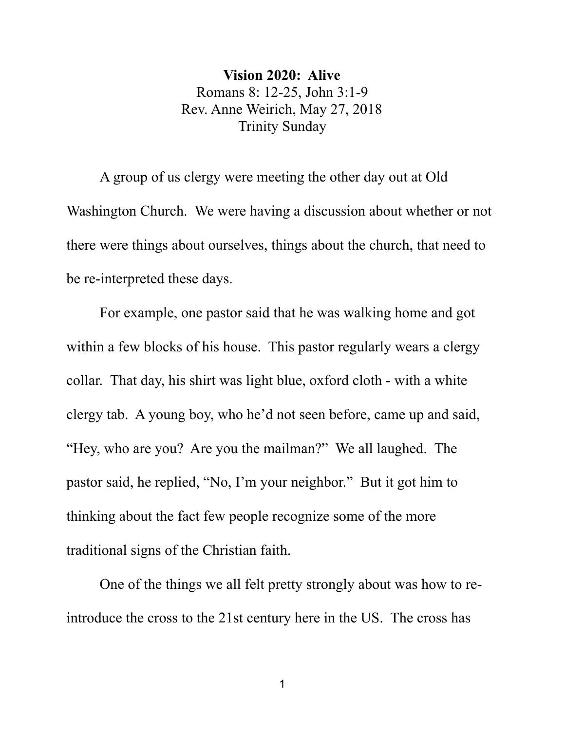# Vision 2020: Alive

Romans 8: 12-25, John 3:1-9

Rev. Anne Weirich, May 27, 2018

Trinity Sunday

A group of us clergy were meeting the other day out at Old Washington Church. We were having a discussion about whether or not there were things about ourselves, things about the church, that need to be re-interpreted these days.

For example, one pastor said that he was walking home and got within a few blocks of his house. This pastor regularly wears a clergy collar. That day, his shirt was light blue, oxford cloth - with a white clergy tab. A young boy, who he'd not seen before, came up and said, "Hey, who are you? Are you the mailman?" We all laughed. The pastor said, he replied, "No, I'm your neighbor." But it got him to thinking about the fact few people recognize some of the more traditional signs of the Christian faith.

One of the things we all felt pretty strongly about was how to re-introduce the cross to the 21st century here in the US. The cross has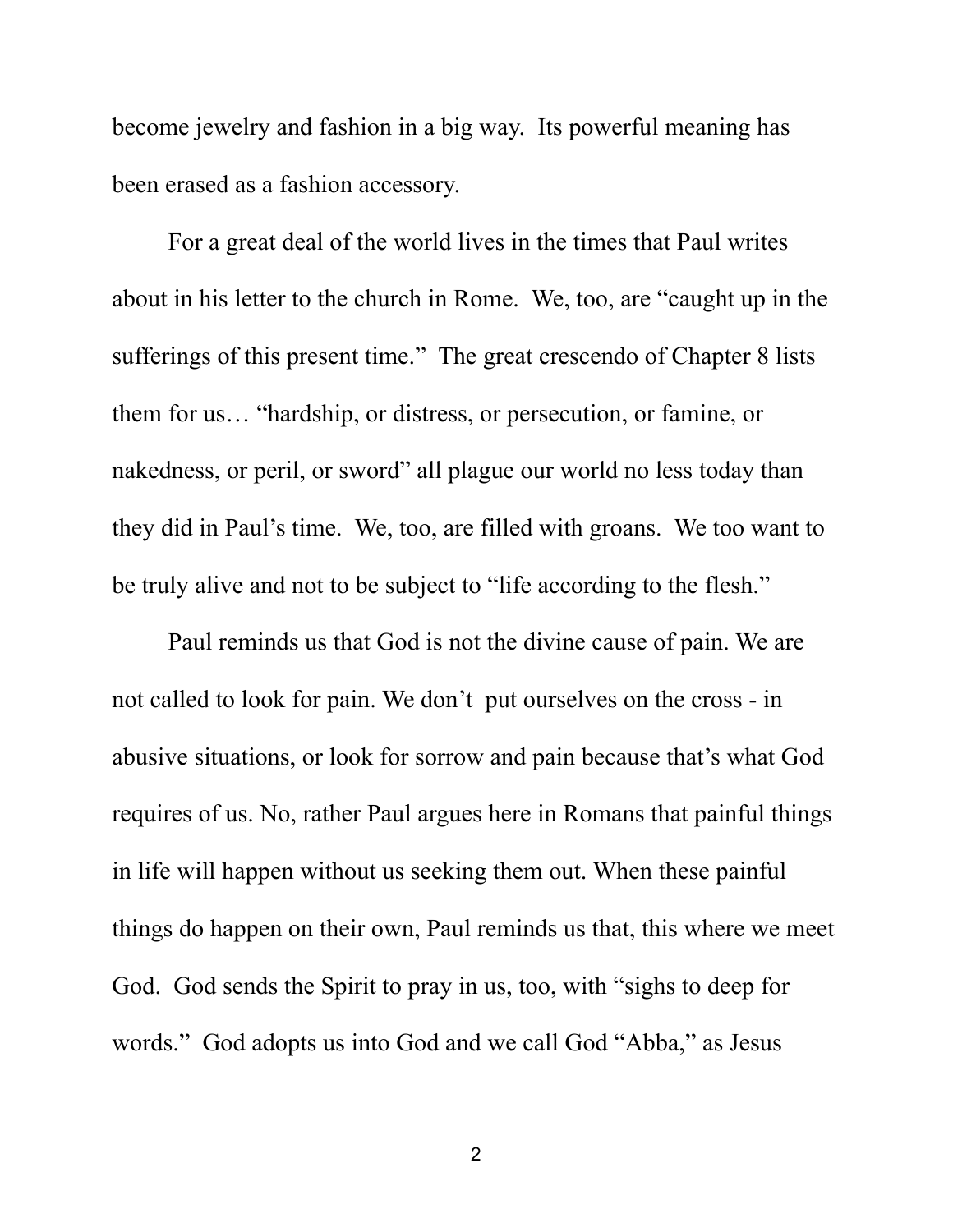become jewelry and fashion in a big way. Its powerful meaning has been erased as a fashion accessory.

For a great deal of the world lives in the times that Paul writes about in his letter to the church in Rome. We, too, are "caught up in the sufferings of this present time." The great crescendo of Chapter 8 lists them for us… "hardship, or distress, or persecution, or famine, or nakedness, or peril, or sword" all plague our world no less today than they did in Paul's time. We, too, are filled with groans. We too want to be truly alive and not to be subject to "life according to the flesh."

Paul reminds us that God is not the divine cause of pain. We are not called to look for pain. We don't put ourselves on the cross - in abusive situations, or look for sorrow and pain because that's what God requires of us. No, rather Paul argues here in Romans that painful things in life will happen without us seeking them out. When these painful things do happen on their own, Paul reminds us that, this where we meet God. God sends the Spirit to pray in us, too, with "sighs to deep for words." God adopts us into God and we call God "Abba," as Jesus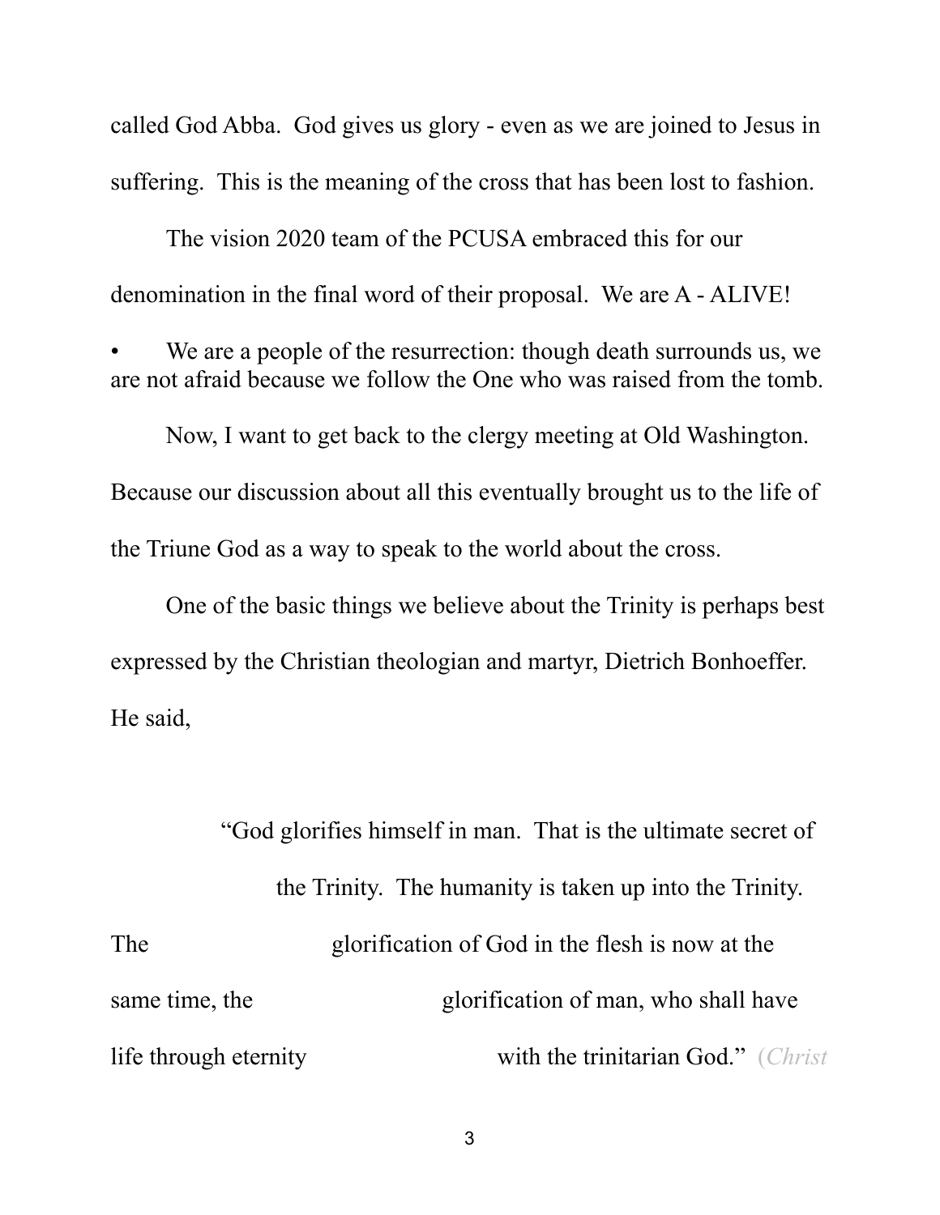called God Abba. God gives us glory - even as we are joined to Jesus in suffering. This is the meaning of the cross that has been lost to fashion.

The vision 2020 team of the PCUSA embraced this for our denomination in the final word of their proposal. We are A - ALIVE!

- We are a people of the resurrection: though death surrounds us, we are not afraid because we follow the One who was raised from the tomb.

Now, I want to get back to the clergy meeting at Old Washington. Because our discussion about all this eventually brought us to the life of the Triune God as a way to speak to the world about the cross.

One of the basic things we believe about the Trinity is perhaps best expressed by the Christian theologian and martyr, Dietrich Bonhoeffer. He said,

> "God glorifies himself in man. That is the ultimate secret of the Trinity. The humanity is taken up into the Trinity. The glorification of God in the flesh is now at the same time, the glorification of man, who shall have life through eternity with the trinitarian God." (*Christ*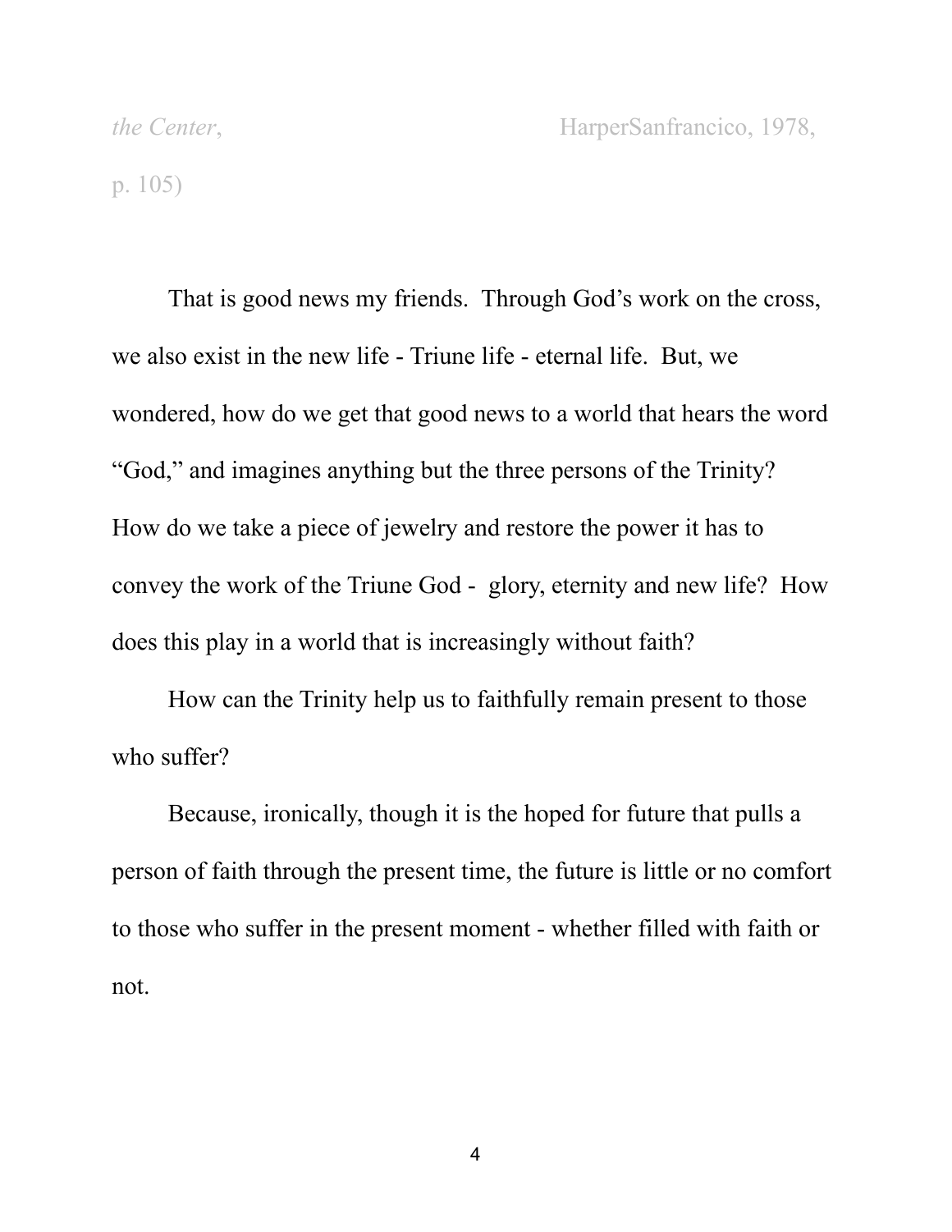*the Center*, HarperSanfrancico, 1978, p. 105)

That is good news my friends. Through God's work on the cross, we also exist in the new life - Triune life - eternal life. But, we wondered, how do we get that good news to a world that hears the word "God," and imagines anything but the three persons of the Trinity? How do we take a piece of jewelry and restore the power it has to convey the work of the Triune God - glory, eternity and new life? How does this play in a world that is increasingly without faith?

How can the Trinity help us to faithfully remain present to those who suffer?

Because, ironically, though it is the hoped for future that pulls a person of faith through the present time, the future is little or no comfort to those who suffer in the present moment - whether filled with faith or not.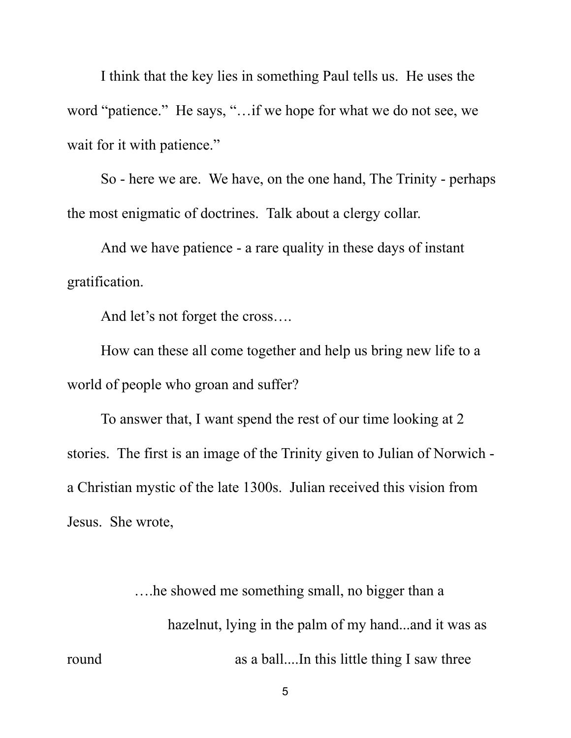I think that the key lies in something Paul tells us. He uses the word "patience." He says, "…if we hope for what we do not see, we wait for it with patience."

So - here we are. We have, on the one hand, The Trinity - perhaps the most enigmatic of doctrines. Talk about a clergy collar.

And we have patience - a rare quality in these days of instant gratification.

And let's not forget the cross….

How can these all come together and help us bring new life to a world of people who groan and suffer?

To answer that, I want spend the rest of our time looking at 2 stories. The first is an image of the Trinity given to Julian of Norwich - a Christian mystic of the late 1300s. Julian received this vision from Jesus. She wrote,

> ….he showed me something small, no bigger than a hazelnut, lying in the palm of my hand...and it was as round as a ball....In this little thing I saw three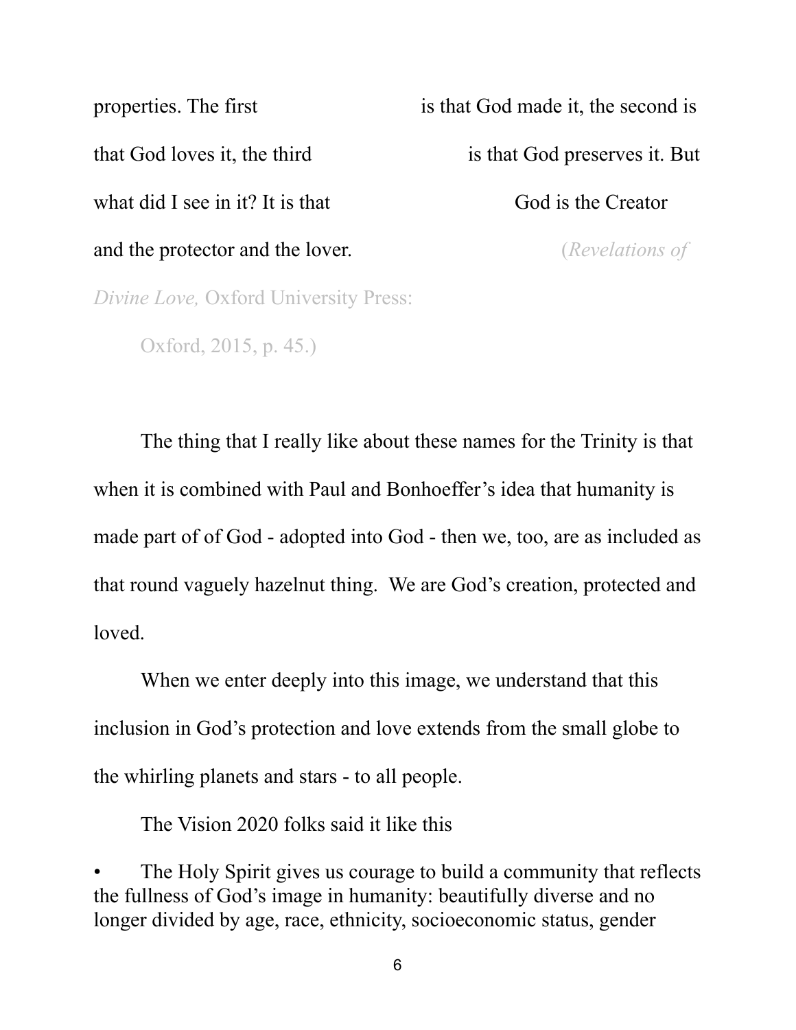properties. The first is that God made it, the second is that God loves it, the third is that God preserves it. But what did I see in it? It is that God is the Creator and the protector and the lover. (*Revelations of Divine Love,* Oxford University Press: Oxford, 2015, p. 45.)

The thing that I really like about these names for the Trinity is that when it is combined with Paul and Bonhoeffer's idea that humanity is made part of of God - adopted into God - then we, too, are as included as that round vaguely hazelnut thing. We are God's creation, protected and loved.

When we enter deeply into this image, we understand that this inclusion in God's protection and love extends from the small globe to the whirling planets and stars - to all people.

The Vision 2020 folks said it like this

- The Holy Spirit gives us courage to build a community that reflects the fullness of God's image in humanity: beautifully diverse and no longer divided by age, race, ethnicity, socioeconomic status, gender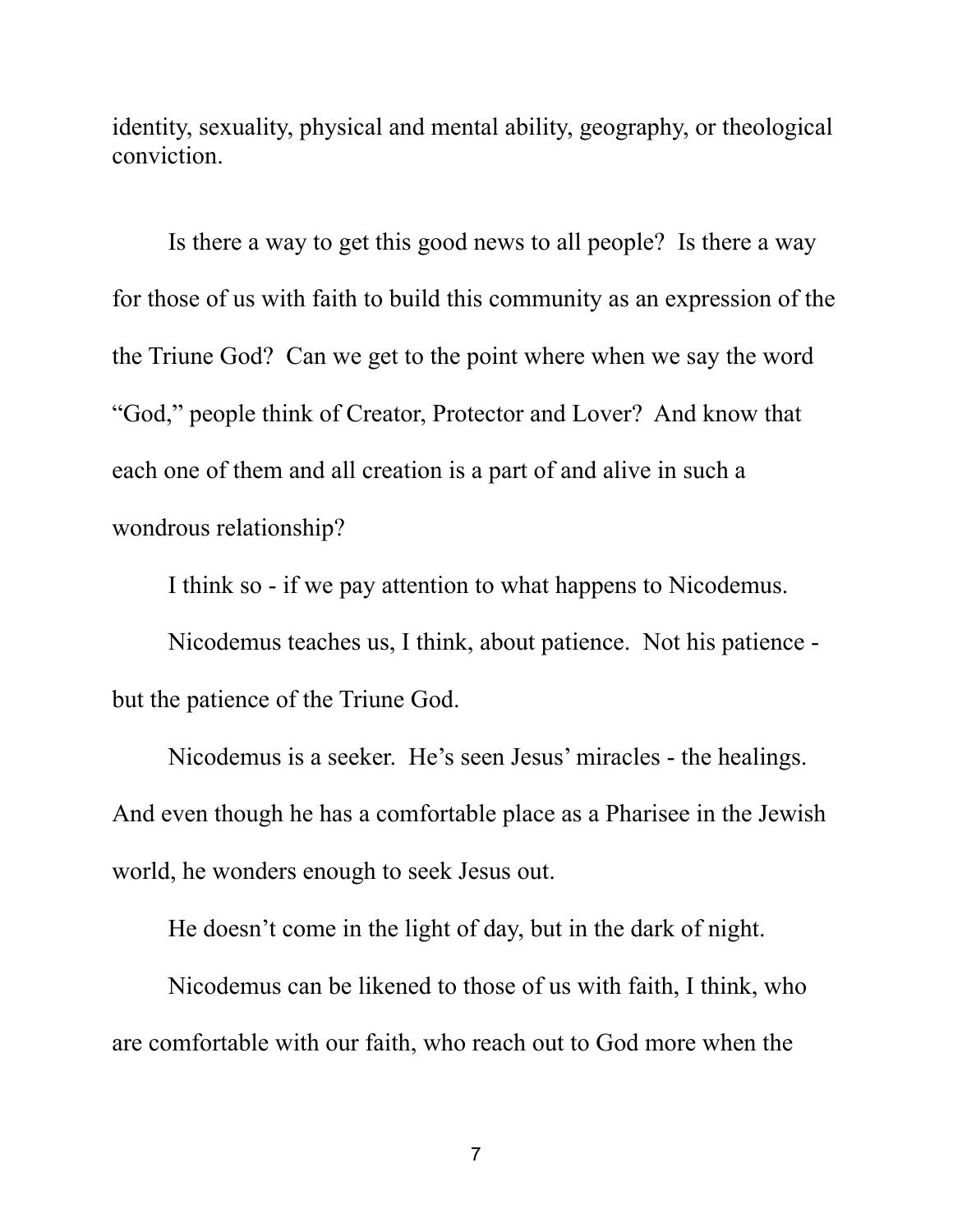identity, sexuality, physical and mental ability, geography, or theological conviction.

Is there a way to get this good news to all people? Is there a way for those of us with faith to build this community as an expression of the the Triune God? Can we get to the point where when we say the word "God," people think of Creator, Protector and Lover? And know that each one of them and all creation is a part of and alive in such a wondrous relationship?

I think so - if we pay attention to what happens to Nicodemus.

Nicodemus teaches us, I think, about patience. Not his patience - but the patience of the Triune God.

Nicodemus is a seeker. He's seen Jesus' miracles - the healings. And even though he has a comfortable place as a Pharisee in the Jewish world, he wonders enough to seek Jesus out.

He doesn't come in the light of day, but in the dark of night.

Nicodemus can be likened to those of us with faith, I think, who are comfortable with our faith, who reach out to God more when the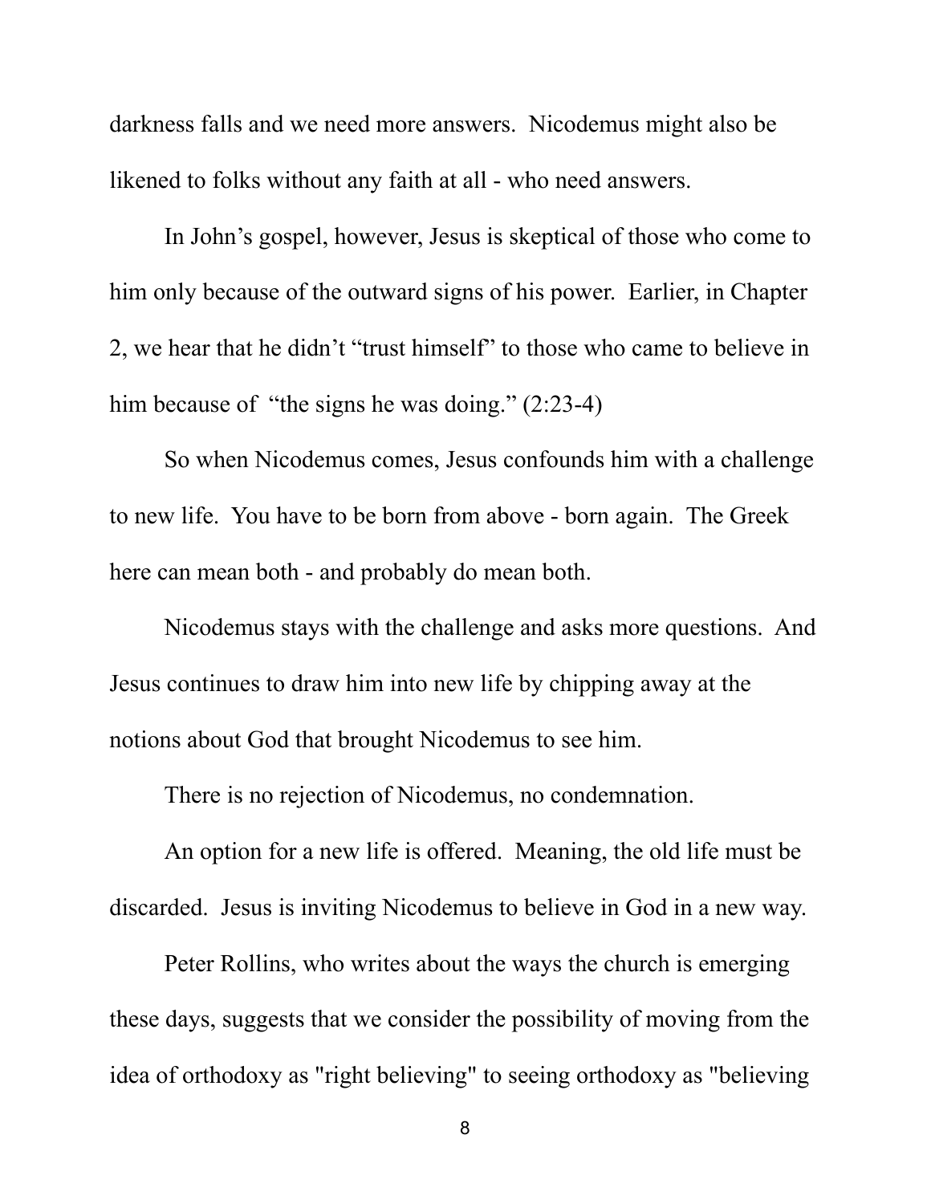darkness falls and we need more answers. Nicodemus might also be likened to folks without any faith at all - who need answers.

In John's gospel, however, Jesus is skeptical of those who come to him only because of the outward signs of his power. Earlier, in Chapter 2, we hear that he didn't "trust himself" to those who came to believe in him because of "the signs he was doing." (2:23-4)

So when Nicodemus comes, Jesus confounds him with a challenge to new life. You have to be born from above - born again. The Greek here can mean both - and probably do mean both.

Nicodemus stays with the challenge and asks more questions. And Jesus continues to draw him into new life by chipping away at the notions about God that brought Nicodemus to see him.

There is no rejection of Nicodemus, no condemnation.

An option for a new life is offered. Meaning, the old life must be discarded. Jesus is inviting Nicodemus to believe in God in a new way.

Peter Rollins, who writes about the ways the church is emerging these days, suggests that we consider the possibility of moving from the idea of orthodoxy as "right believing" to seeing orthodoxy as "believing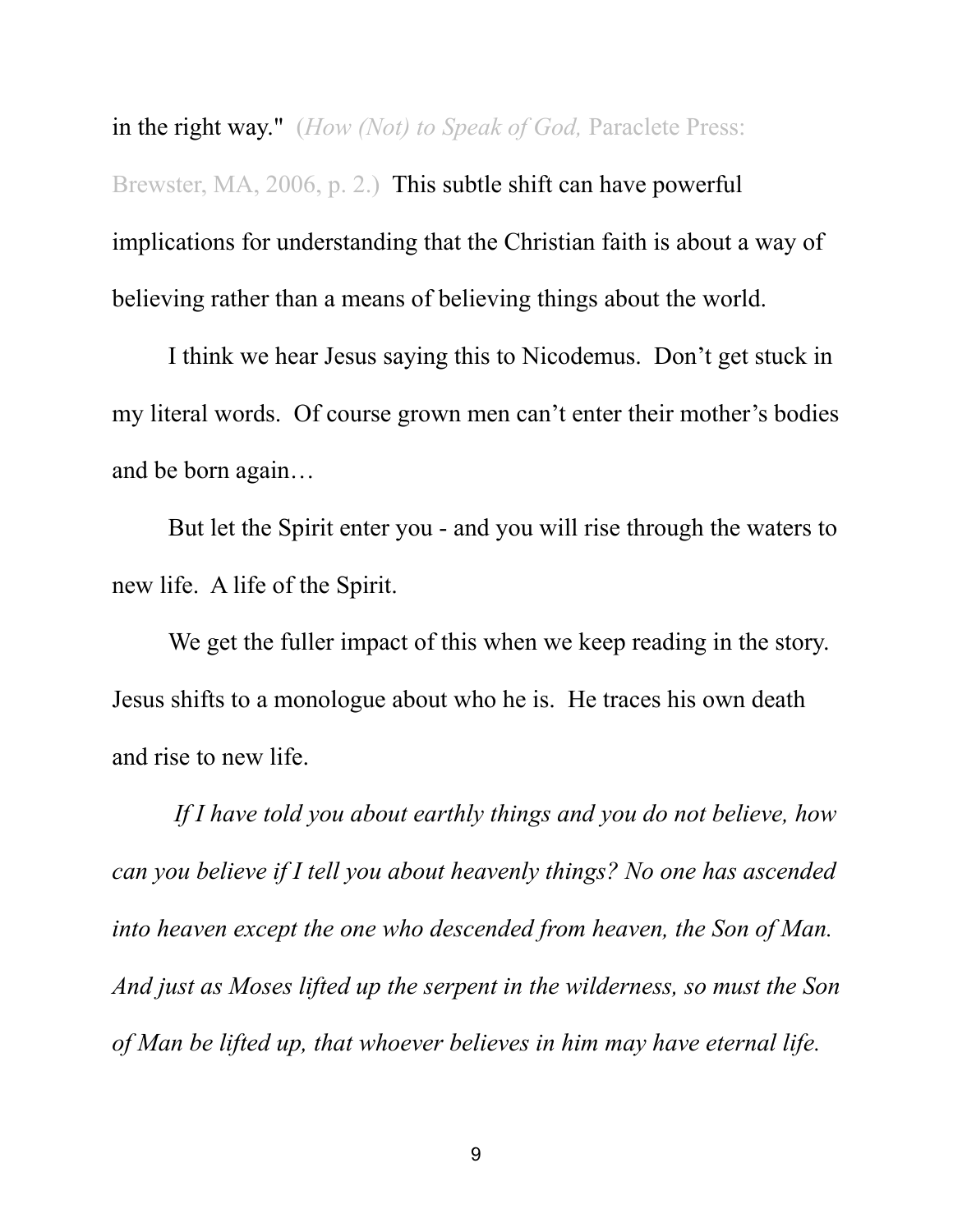in the right way." (*How (Not) to Speak of God,* Paraclete Press: Brewster, MA, 2006, p. 2.) This subtle shift can have powerful implications for understanding that the Christian faith is about a way of believing rather than a means of believing things about the world.

I think we hear Jesus saying this to Nicodemus. Don't get stuck in my literal words. Of course grown men can't enter their mother's bodies and be born again…

But let the Spirit enter you - and you will rise through the waters to new life. A life of the Spirit.

We get the fuller impact of this when we keep reading in the story. Jesus shifts to a monologue about who he is. He traces his own death and rise to new life.

*If I have told you about earthly things and you do not believe, how can you believe if I tell you about heavenly things? No one has ascended into heaven except the one who descended from heaven, the Son of Man. And just as Moses lifted up the serpent in the wilderness, so must the Son of Man be lifted up, that whoever believes in him may have eternal life.*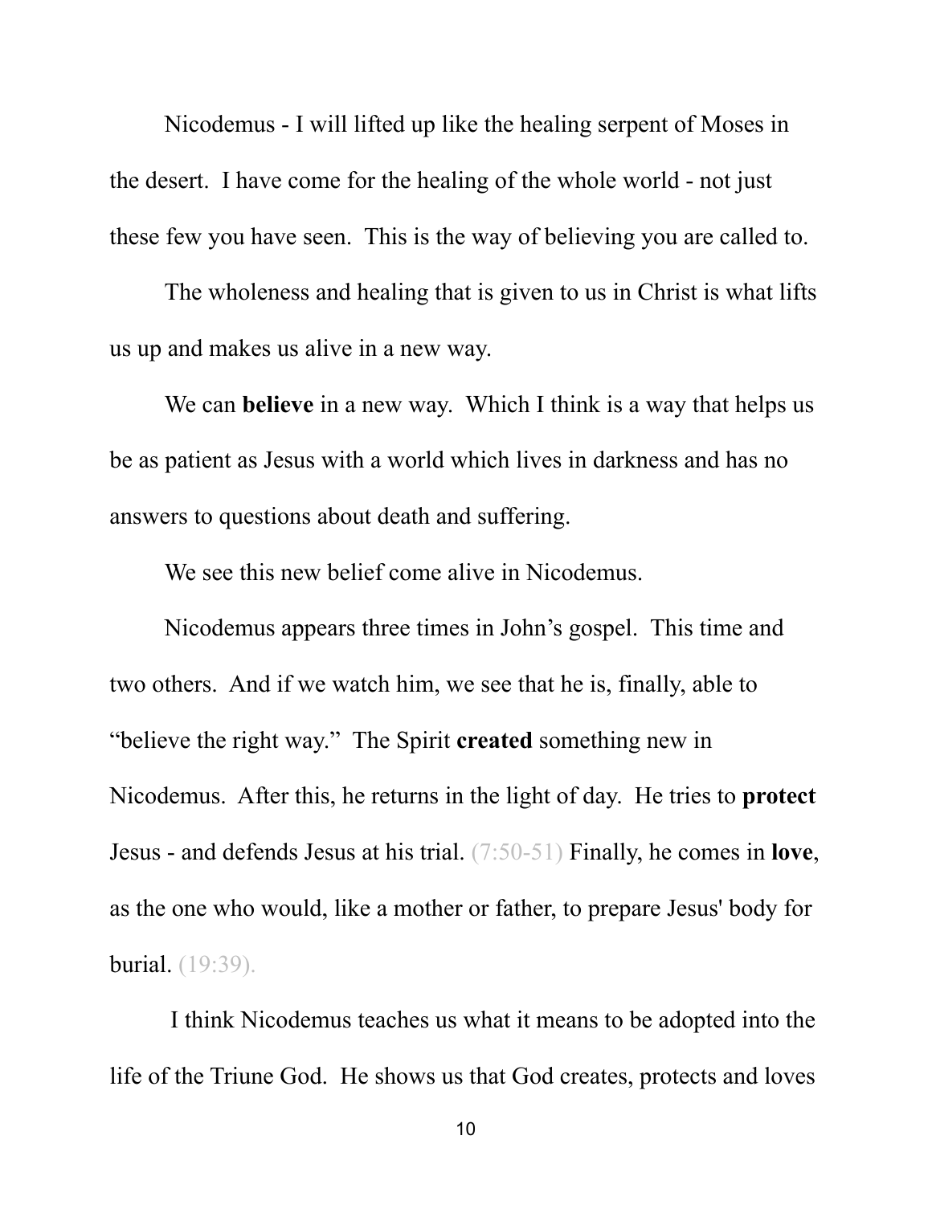Nicodemus - I will lifted up like the healing serpent of Moses in the desert. I have come for the healing of the whole world - not just these few you have seen. This is the way of believing you are called to.

The wholeness and healing that is given to us in Christ is what lifts us up and makes us alive in a new way.

We can **believe** in a new way. Which I think is a way that helps us be as patient as Jesus with a world which lives in darkness and has no answers to questions about death and suffering.

We see this new belief come alive in Nicodemus.

Nicodemus appears three times in John's gospel. This time and two others. And if we watch him, we see that he is, finally, able to "believe the right way." The Spirit **created** something new in Nicodemus. After this, he returns in the light of day. He tries to **protect** Jesus - and defends Jesus at his trial. (7:50-51) Finally, he comes in **love**, as the one who would, like a mother or father, to prepare Jesus' body for burial. (19:39).

I think Nicodemus teaches us what it means to be adopted into the life of the Triune God. He shows us that God creates, protects and loves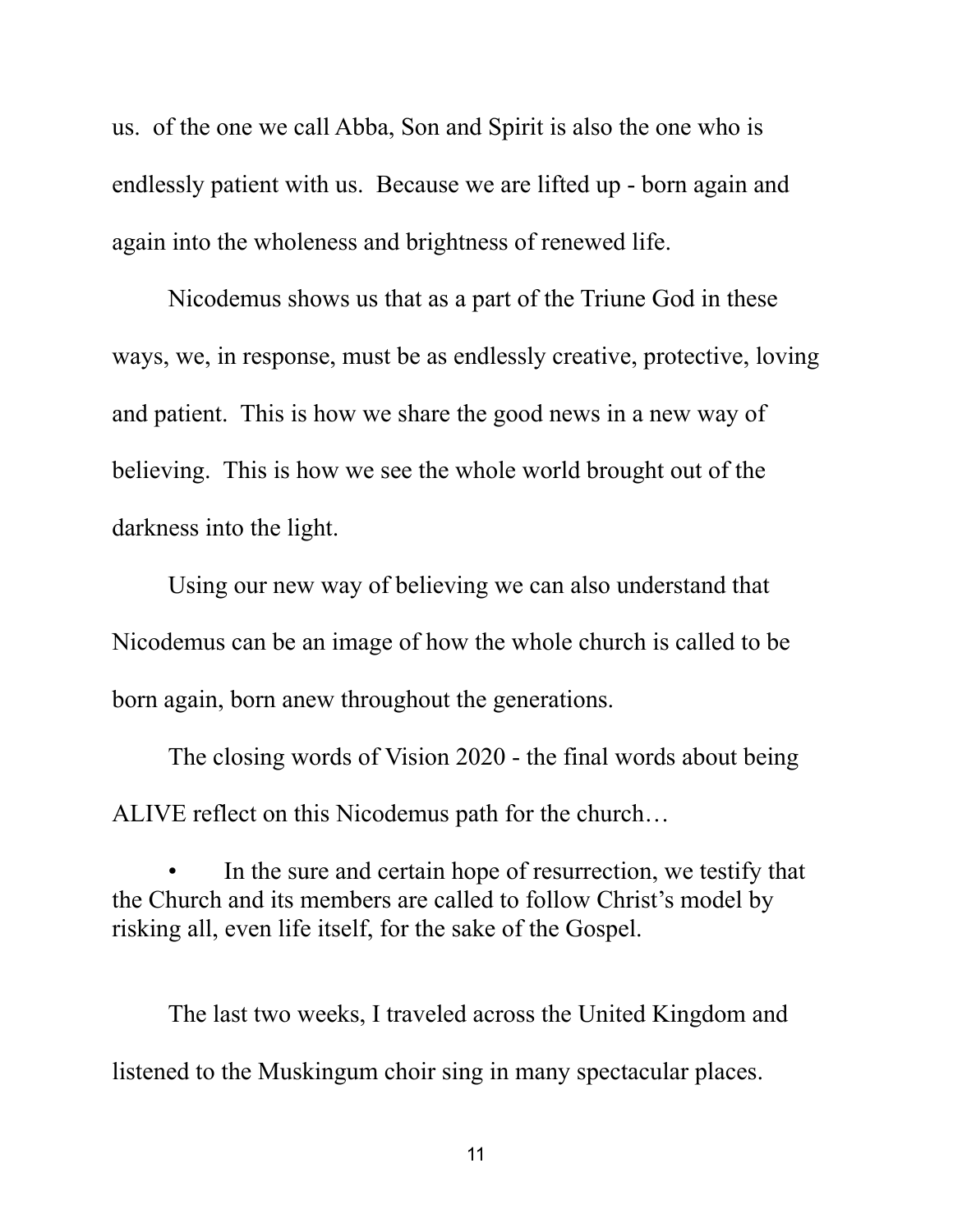us. of the one we call Abba, Son and Spirit is also the one who is endlessly patient with us. Because we are lifted up - born again and again into the wholeness and brightness of renewed life.

Nicodemus shows us that as a part of the Triune God in these ways, we, in response, must be as endlessly creative, protective, loving and patient. This is how we share the good news in a new way of believing. This is how we see the whole world brought out of the darkness into the light.

Using our new way of believing we can also understand that Nicodemus can be an image of how the whole church is called to be born again, born anew throughout the generations.

The closing words of Vision 2020 - the final words about being ALIVE reflect on this Nicodemus path for the church…

- In the sure and certain hope of resurrection, we testify that the Church and its members are called to follow Christ's model by risking all, even life itself, for the sake of the Gospel.

The last two weeks, I traveled across the United Kingdom and listened to the Muskingum choir sing in many spectacular places.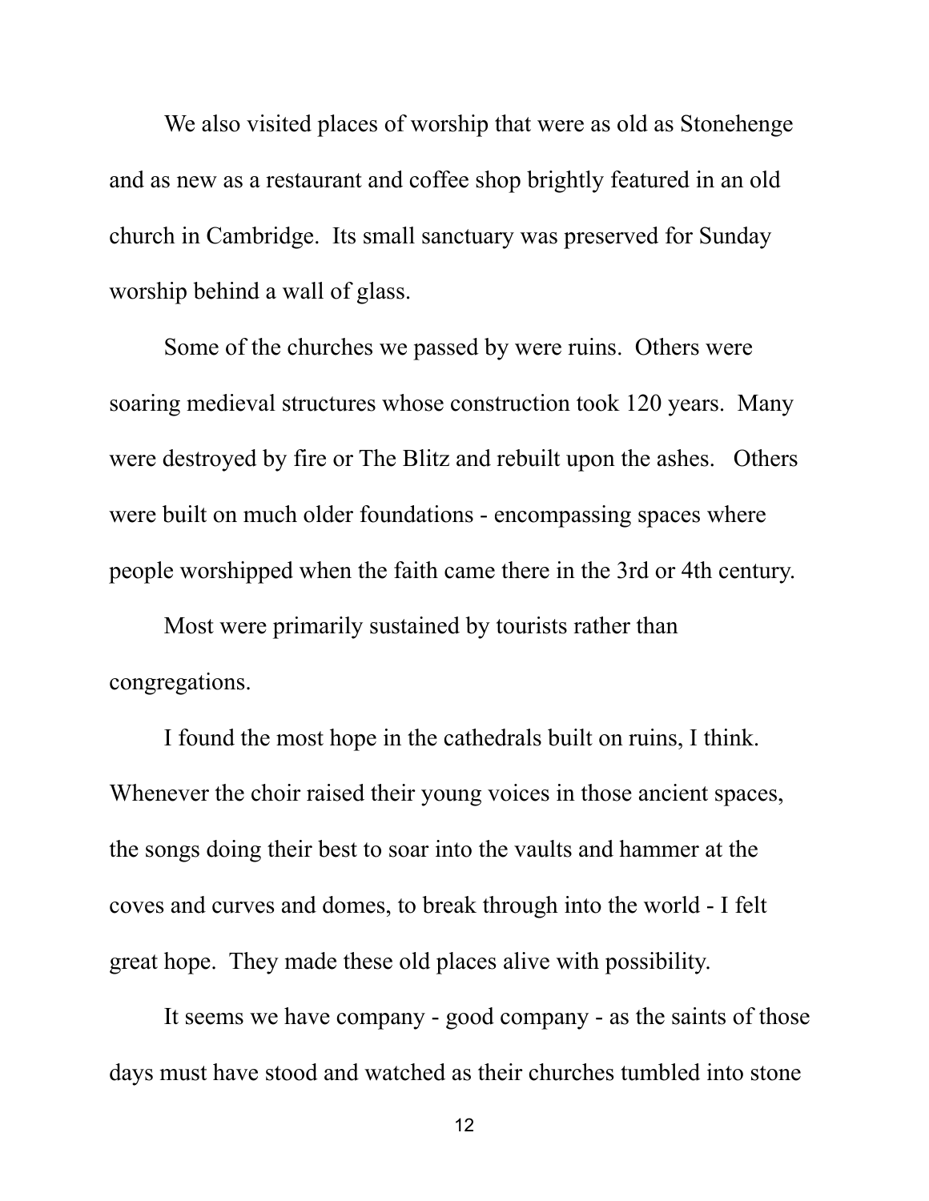We also visited places of worship that were as old as Stonehenge and as new as a restaurant and coffee shop brightly featured in an old church in Cambridge. Its small sanctuary was preserved for Sunday worship behind a wall of glass.

Some of the churches we passed by were ruins. Others were soaring medieval structures whose construction took 120 years. Many were destroyed by fire or The Blitz and rebuilt upon the ashes. Others were built on much older foundations - encompassing spaces where people worshipped when the faith came there in the 3rd or 4th century.

Most were primarily sustained by tourists rather than congregations.

I found the most hope in the cathedrals built on ruins, I think. Whenever the choir raised their young voices in those ancient spaces, the songs doing their best to soar into the vaults and hammer at the coves and curves and domes, to break through into the world - I felt great hope. They made these old places alive with possibility.

It seems we have company - good company - as the saints of those days must have stood and watched as their churches tumbled into stone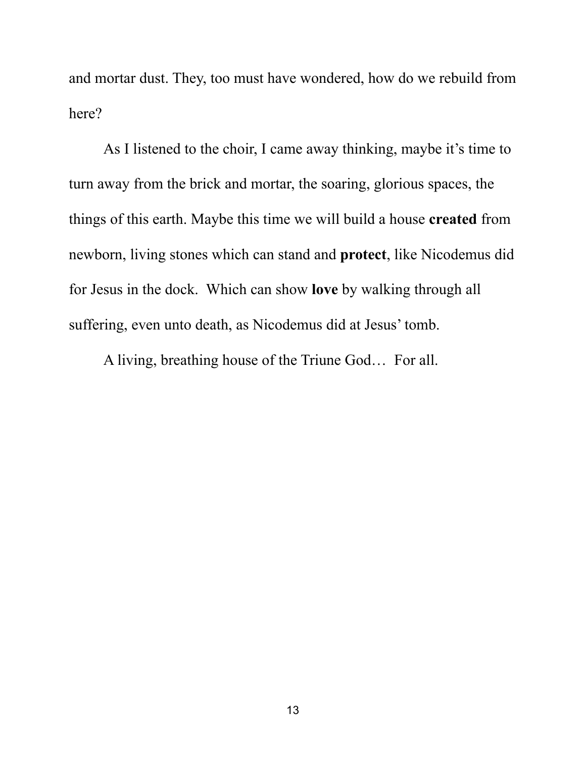and mortar dust. They, too must have wondered, how do we rebuild from here?

As I listened to the choir, I came away thinking, maybe it's time to turn away from the brick and mortar, the soaring, glorious spaces, the things of this earth. Maybe this time we will build a house **created** from newborn, living stones which can stand and **protect**, like Nicodemus did for Jesus in the dock.  Which can show **love** by walking through all suffering, even unto death, as Nicodemus did at Jesus' tomb.

A living, breathing house of the Triune God…  For all.